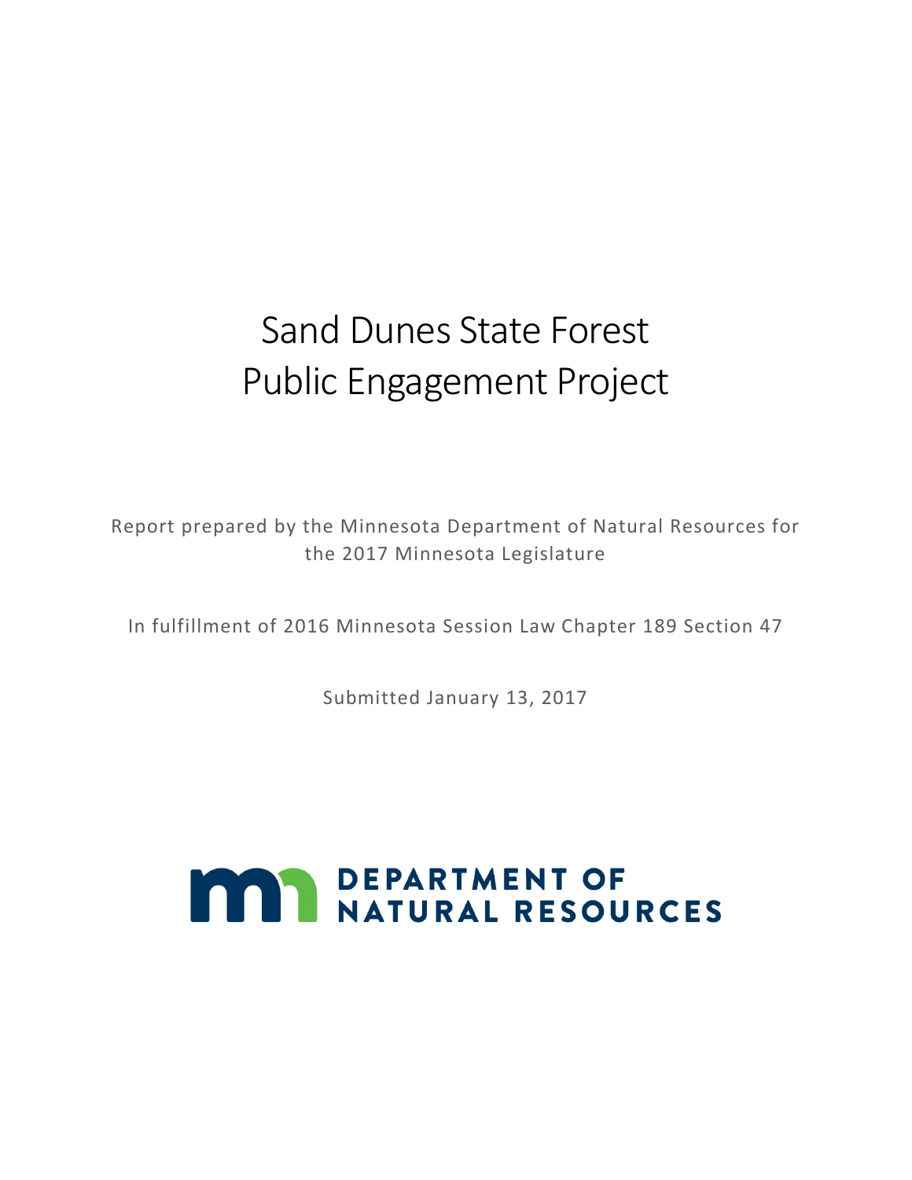# Sand Dunes State Forest Public Engagement Project

Report prepared by the Minnesota Department of Natural Resources for the 2017 Minnesota Legislature

In fulfillment of 2016 Minnesota Session Law Chapter 189 Section 47

Submitted January 13, 2017

DEPARTMENT OF NATURAL RESOURCES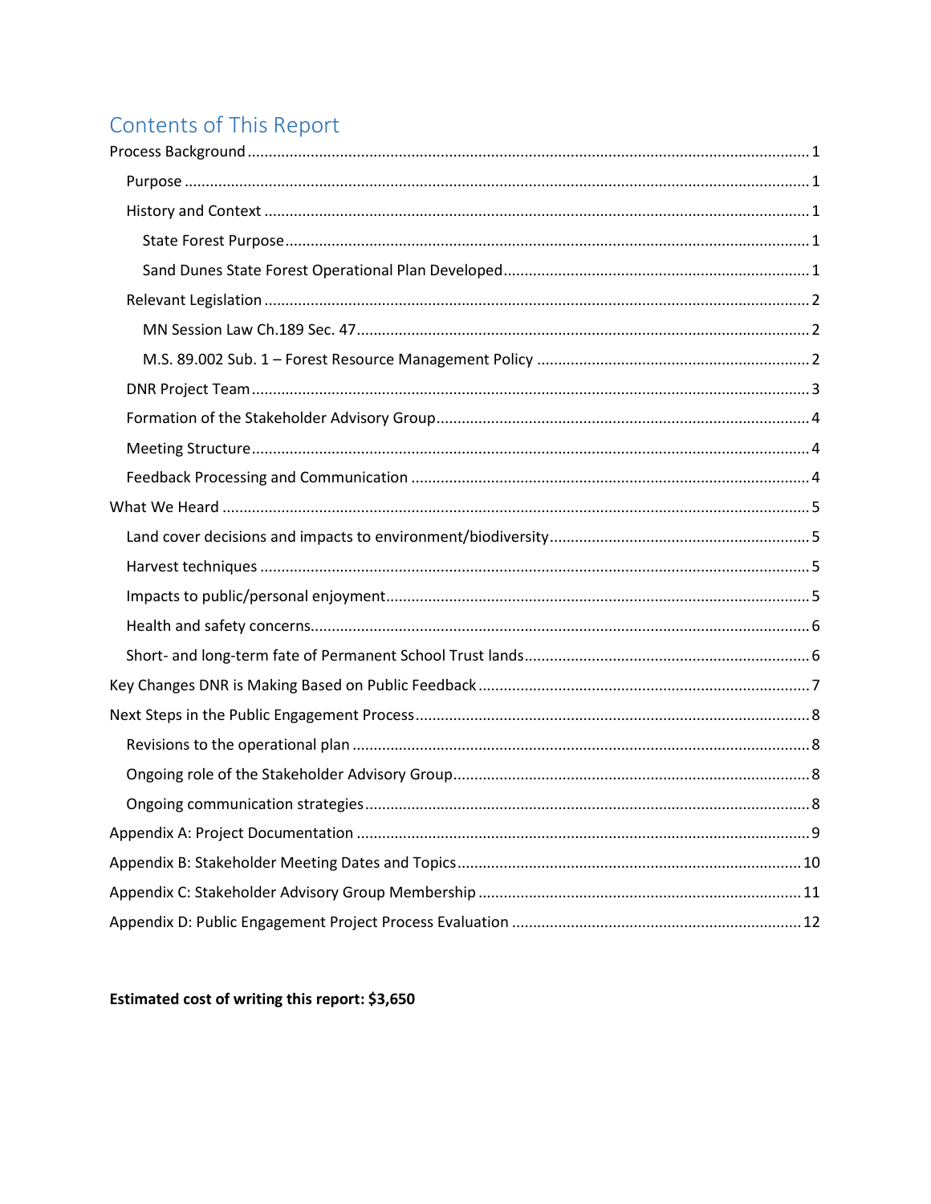## Contents of This Report

- Process Background ... 1
  - Purpose ... 1
  - History and Context ... 1
    - State Forest Purpose ... 1
    - Sand Dunes State Forest Operational Plan Developed ... 1
  - Relevant Legislation ... 2
    - MN Session Law Ch.189 Sec. 47 ... 2
    - M.S. 89.002 Sub. 1 – Forest Resource Management Policy ... 2
  - DNR Project Team ... 3
  - Formation of the Stakeholder Advisory Group ... 4
  - Meeting Structure ... 4
  - Feedback Processing and Communication ... 4
- What We Heard ... 5
  - Land cover decisions and impacts to environment/biodiversity ... 5
  - Harvest techniques ... 5
  - Impacts to public/personal enjoyment ... 5
  - Health and safety concerns ... 6
  - Short- and long-term fate of Permanent School Trust lands ... 6
- Key Changes DNR is Making Based on Public Feedback ... 7
- Next Steps in the Public Engagement Process ... 8
  - Revisions to the operational plan ... 8
  - Ongoing role of the Stakeholder Advisory Group ... 8
  - Ongoing communication strategies ... 8
- Appendix A: Project Documentation ... 9
- Appendix B: Stakeholder Meeting Dates and Topics ... 10
- Appendix C: Stakeholder Advisory Group Membership ... 11
- Appendix D: Public Engagement Project Process Evaluation ... 12

**Estimated cost of writing this report: $3,650**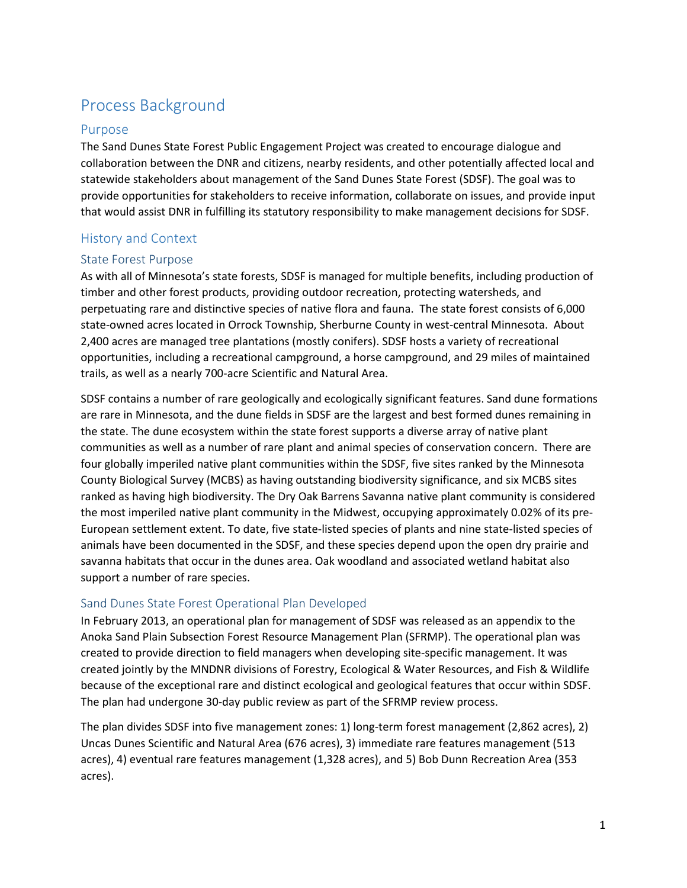# Process Background

## Purpose

The Sand Dunes State Forest Public Engagement Project was created to encourage dialogue and collaboration between the DNR and citizens, nearby residents, and other potentially affected local and statewide stakeholders about management of the Sand Dunes State Forest (SDSF). The goal was to provide opportunities for stakeholders to receive information, collaborate on issues, and provide input that would assist DNR in fulfilling its statutory responsibility to make management decisions for SDSF.

## History and Context

### State Forest Purpose

As with all of Minnesota's state forests, SDSF is managed for multiple benefits, including production of timber and other forest products, providing outdoor recreation, protecting watersheds, and perpetuating rare and distinctive species of native flora and fauna. The state forest consists of 6,000 state-owned acres located in Orrock Township, Sherburne County in west-central Minnesota. About 2,400 acres are managed tree plantations (mostly conifers). SDSF hosts a variety of recreational opportunities, including a recreational campground, a horse campground, and 29 miles of maintained trails, as well as a nearly 700-acre Scientific and Natural Area.

SDSF contains a number of rare geologically and ecologically significant features. Sand dune formations are rare in Minnesota, and the dune fields in SDSF are the largest and best formed dunes remaining in the state. The dune ecosystem within the state forest supports a diverse array of native plant communities as well as a number of rare plant and animal species of conservation concern. There are four globally imperiled native plant communities within the SDSF, five sites ranked by the Minnesota County Biological Survey (MCBS) as having outstanding biodiversity significance, and six MCBS sites ranked as having high biodiversity. The Dry Oak Barrens Savanna native plant community is considered the most imperiled native plant community in the Midwest, occupying approximately 0.02% of its pre-European settlement extent. To date, five state-listed species of plants and nine state-listed species of animals have been documented in the SDSF, and these species depend upon the open dry prairie and savanna habitats that occur in the dunes area. Oak woodland and associated wetland habitat also support a number of rare species.

### Sand Dunes State Forest Operational Plan Developed

In February 2013, an operational plan for management of SDSF was released as an appendix to the Anoka Sand Plain Subsection Forest Resource Management Plan (SFRMP). The operational plan was created to provide direction to field managers when developing site-specific management. It was created jointly by the MNDNR divisions of Forestry, Ecological & Water Resources, and Fish & Wildlife because of the exceptional rare and distinct ecological and geological features that occur within SDSF. The plan had undergone 30-day public review as part of the SFRMP review process.

The plan divides SDSF into five management zones: 1) long-term forest management (2,862 acres), 2) Uncas Dunes Scientific and Natural Area (676 acres), 3) immediate rare features management (513 acres), 4) eventual rare features management (1,328 acres), and 5) Bob Dunn Recreation Area (353 acres).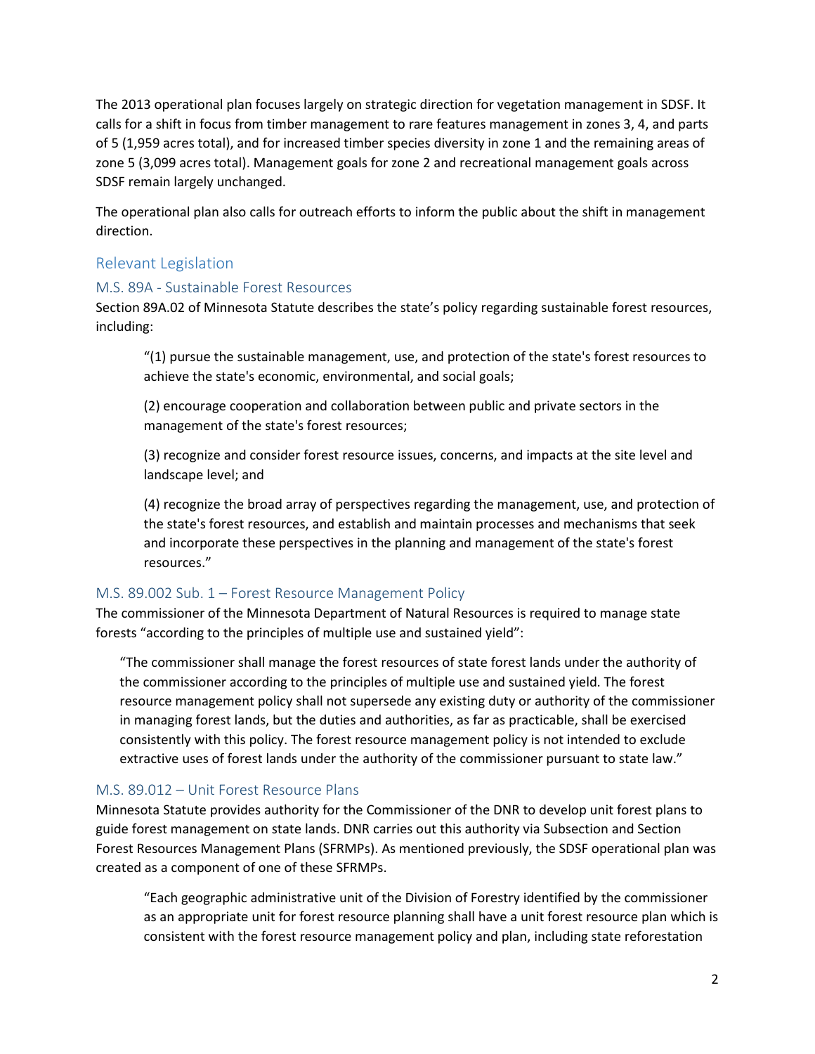The 2013 operational plan focuses largely on strategic direction for vegetation management in SDSF. It calls for a shift in focus from timber management to rare features management in zones 3, 4, and parts of 5 (1,959 acres total), and for increased timber species diversity in zone 1 and the remaining areas of zone 5 (3,099 acres total). Management goals for zone 2 and recreational management goals across SDSF remain largely unchanged.

The operational plan also calls for outreach efforts to inform the public about the shift in management direction.

## Relevant Legislation

### M.S. 89A - Sustainable Forest Resources

Section 89A.02 of Minnesota Statute describes the state's policy regarding sustainable forest resources, including:

> "(1) pursue the sustainable management, use, and protection of the state's forest resources to achieve the state's economic, environmental, and social goals;
>
> (2) encourage cooperation and collaboration between public and private sectors in the management of the state's forest resources;
>
> (3) recognize and consider forest resource issues, concerns, and impacts at the site level and landscape level; and
>
> (4) recognize the broad array of perspectives regarding the management, use, and protection of the state's forest resources, and establish and maintain processes and mechanisms that seek and incorporate these perspectives in the planning and management of the state's forest resources."

### M.S. 89.002 Sub. 1 – Forest Resource Management Policy

The commissioner of the Minnesota Department of Natural Resources is required to manage state forests "according to the principles of multiple use and sustained yield":

> "The commissioner shall manage the forest resources of state forest lands under the authority of the commissioner according to the principles of multiple use and sustained yield. The forest resource management policy shall not supersede any existing duty or authority of the commissioner in managing forest lands, but the duties and authorities, as far as practicable, shall be exercised consistently with this policy. The forest resource management policy is not intended to exclude extractive uses of forest lands under the authority of the commissioner pursuant to state law."

### M.S. 89.012 – Unit Forest Resource Plans

Minnesota Statute provides authority for the Commissioner of the DNR to develop unit forest plans to guide forest management on state lands. DNR carries out this authority via Subsection and Section Forest Resources Management Plans (SFRMPs). As mentioned previously, the SDSF operational plan was created as a component of one of these SFRMPs.

> "Each geographic administrative unit of the Division of Forestry identified by the commissioner as an appropriate unit for forest resource planning shall have a unit forest resource plan which is consistent with the forest resource management policy and plan, including state reforestation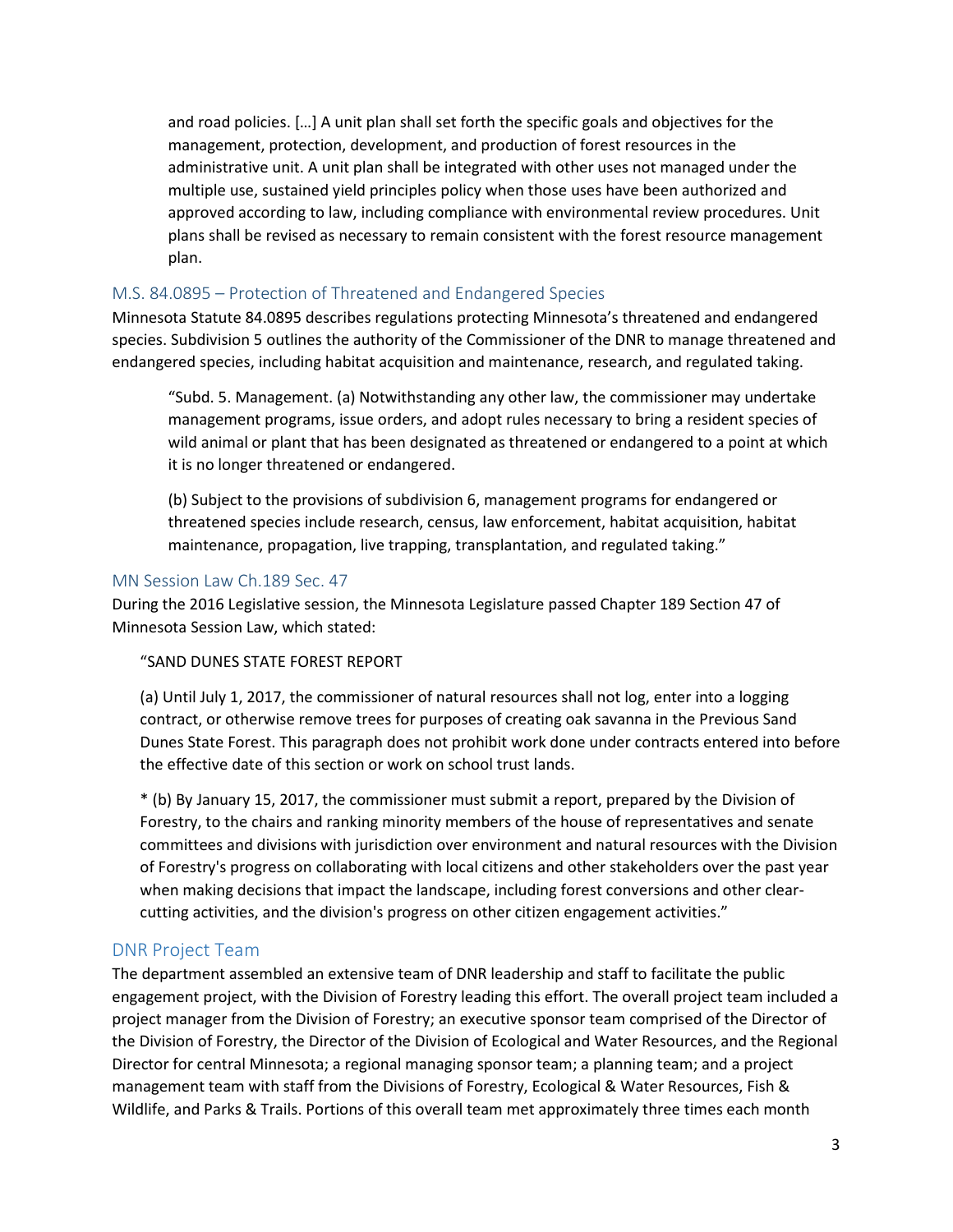> and road policies. […] A unit plan shall set forth the specific goals and objectives for the management, protection, development, and production of forest resources in the administrative unit. A unit plan shall be integrated with other uses not managed under the multiple use, sustained yield principles policy when those uses have been authorized and approved according to law, including compliance with environmental review procedures. Unit plans shall be revised as necessary to remain consistent with the forest resource management plan.

### M.S. 84.0895 – Protection of Threatened and Endangered Species

Minnesota Statute 84.0895 describes regulations protecting Minnesota's threatened and endangered species. Subdivision 5 outlines the authority of the Commissioner of the DNR to manage threatened and endangered species, including habitat acquisition and maintenance, research, and regulated taking.

> "Subd. 5. Management. (a) Notwithstanding any other law, the commissioner may undertake management programs, issue orders, and adopt rules necessary to bring a resident species of wild animal or plant that has been designated as threatened or endangered to a point at which it is no longer threatened or endangered.
>
> (b) Subject to the provisions of subdivision 6, management programs for endangered or threatened species include research, census, law enforcement, habitat acquisition, habitat maintenance, propagation, live trapping, transplantation, and regulated taking."

### MN Session Law Ch.189 Sec. 47

During the 2016 Legislative session, the Minnesota Legislature passed Chapter 189 Section 47 of Minnesota Session Law, which stated:

> "SAND DUNES STATE FOREST REPORT
>
> (a) Until July 1, 2017, the commissioner of natural resources shall not log, enter into a logging contract, or otherwise remove trees for purposes of creating oak savanna in the Previous Sand Dunes State Forest. This paragraph does not prohibit work done under contracts entered into before the effective date of this section or work on school trust lands.
>
> * (b) By January 15, 2017, the commissioner must submit a report, prepared by the Division of Forestry, to the chairs and ranking minority members of the house of representatives and senate committees and divisions with jurisdiction over environment and natural resources with the Division of Forestry's progress on collaborating with local citizens and other stakeholders over the past year when making decisions that impact the landscape, including forest conversions and other clear-cutting activities, and the division's progress on other citizen engagement activities."

## DNR Project Team

The department assembled an extensive team of DNR leadership and staff to facilitate the public engagement project, with the Division of Forestry leading this effort. The overall project team included a project manager from the Division of Forestry; an executive sponsor team comprised of the Director of the Division of Forestry, the Director of the Division of Ecological and Water Resources, and the Regional Director for central Minnesota; a regional managing sponsor team; a planning team; and a project management team with staff from the Divisions of Forestry, Ecological & Water Resources, Fish & Wildlife, and Parks & Trails. Portions of this overall team met approximately three times each month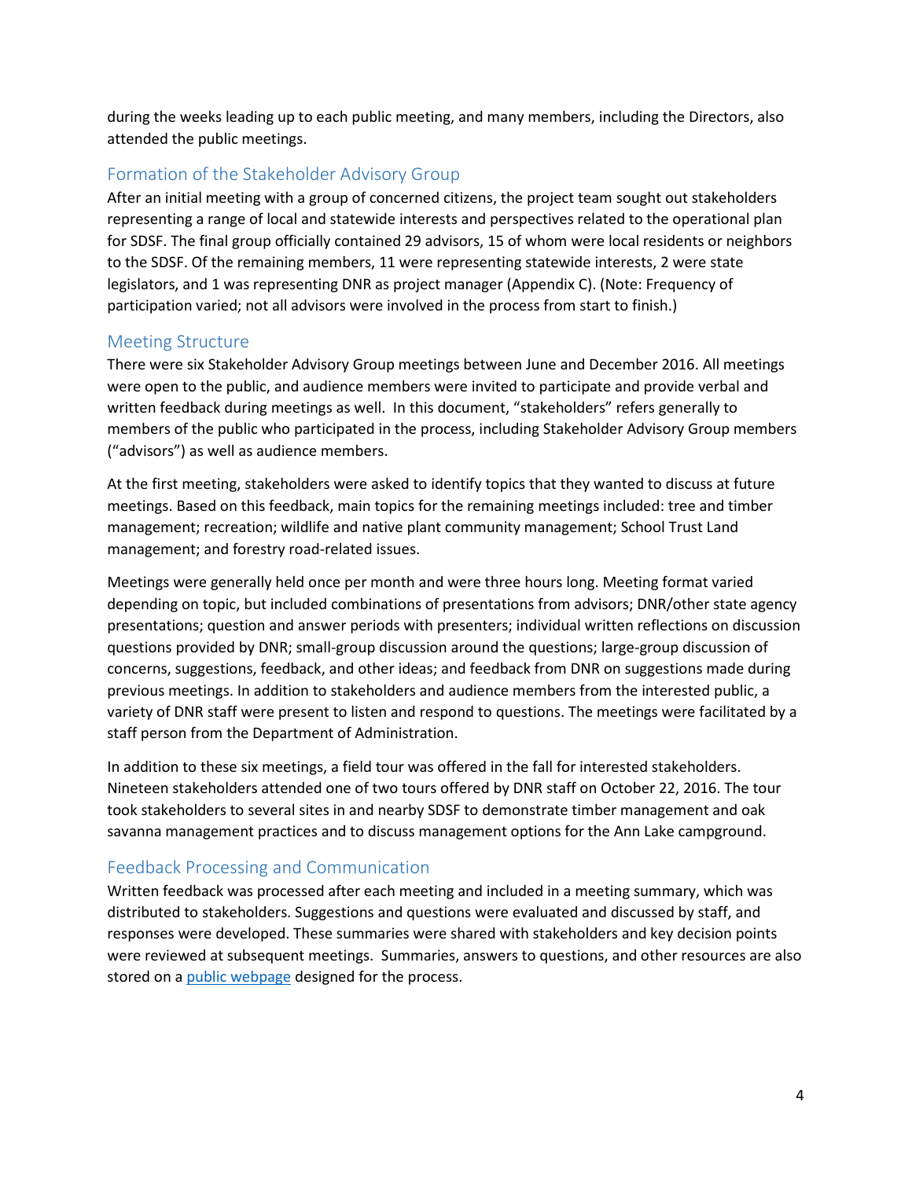during the weeks leading up to each public meeting, and many members, including the Directors, also attended the public meetings.

## Formation of the Stakeholder Advisory Group

After an initial meeting with a group of concerned citizens, the project team sought out stakeholders representing a range of local and statewide interests and perspectives related to the operational plan for SDSF. The final group officially contained 29 advisors, 15 of whom were local residents or neighbors to the SDSF. Of the remaining members, 11 were representing statewide interests, 2 were state legislators, and 1 was representing DNR as project manager (Appendix C). (Note: Frequency of participation varied; not all advisors were involved in the process from start to finish.)

## Meeting Structure

There were six Stakeholder Advisory Group meetings between June and December 2016. All meetings were open to the public, and audience members were invited to participate and provide verbal and written feedback during meetings as well. In this document, "stakeholders" refers generally to members of the public who participated in the process, including Stakeholder Advisory Group members ("advisors") as well as audience members.

At the first meeting, stakeholders were asked to identify topics that they wanted to discuss at future meetings. Based on this feedback, main topics for the remaining meetings included: tree and timber management; recreation; wildlife and native plant community management; School Trust Land management; and forestry road-related issues.

Meetings were generally held once per month and were three hours long. Meeting format varied depending on topic, but included combinations of presentations from advisors; DNR/other state agency presentations; question and answer periods with presenters; individual written reflections on discussion questions provided by DNR; small-group discussion around the questions; large-group discussion of concerns, suggestions, feedback, and other ideas; and feedback from DNR on suggestions made during previous meetings. In addition to stakeholders and audience members from the interested public, a variety of DNR staff were present to listen and respond to questions. The meetings were facilitated by a staff person from the Department of Administration.

In addition to these six meetings, a field tour was offered in the fall for interested stakeholders. Nineteen stakeholders attended one of two tours offered by DNR staff on October 22, 2016. The tour took stakeholders to several sites in and nearby SDSF to demonstrate timber management and oak savanna management practices and to discuss management options for the Ann Lake campground.

## Feedback Processing and Communication

Written feedback was processed after each meeting and included in a meeting summary, which was distributed to stakeholders. Suggestions and questions were evaluated and discussed by staff, and responses were developed. These summaries were shared with stakeholders and key decision points were reviewed at subsequent meetings. Summaries, answers to questions, and other resources are also stored on a public webpage designed for the process.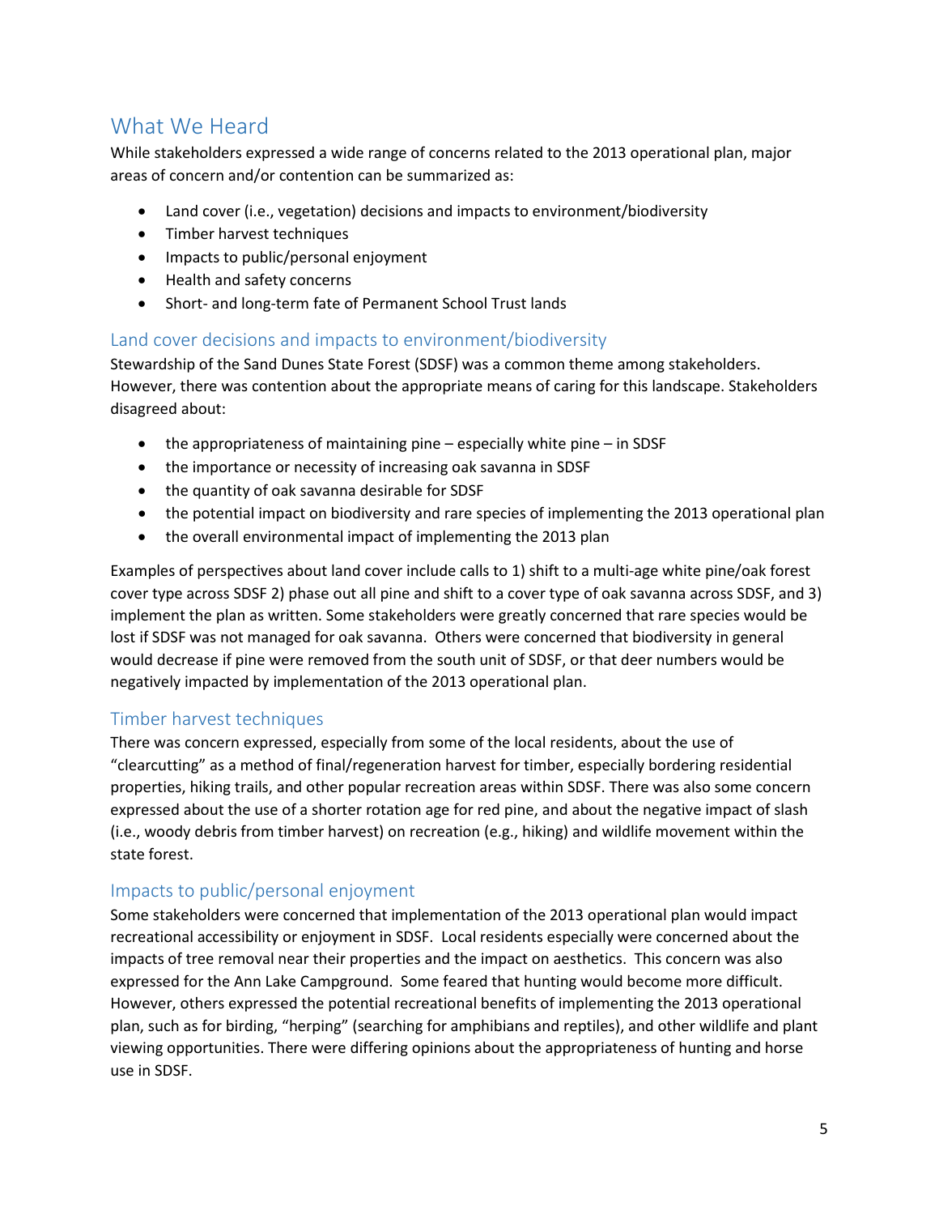## What We Heard

While stakeholders expressed a wide range of concerns related to the 2013 operational plan, major areas of concern and/or contention can be summarized as:

- Land cover (i.e., vegetation) decisions and impacts to environment/biodiversity
- Timber harvest techniques
- Impacts to public/personal enjoyment
- Health and safety concerns
- Short- and long-term fate of Permanent School Trust lands

### Land cover decisions and impacts to environment/biodiversity

Stewardship of the Sand Dunes State Forest (SDSF) was a common theme among stakeholders. However, there was contention about the appropriate means of caring for this landscape. Stakeholders disagreed about:

- the appropriateness of maintaining pine – especially white pine – in SDSF
- the importance or necessity of increasing oak savanna in SDSF
- the quantity of oak savanna desirable for SDSF
- the potential impact on biodiversity and rare species of implementing the 2013 operational plan
- the overall environmental impact of implementing the 2013 plan

Examples of perspectives about land cover include calls to 1) shift to a multi-age white pine/oak forest cover type across SDSF 2) phase out all pine and shift to a cover type of oak savanna across SDSF, and 3) implement the plan as written. Some stakeholders were greatly concerned that rare species would be lost if SDSF was not managed for oak savanna. Others were concerned that biodiversity in general would decrease if pine were removed from the south unit of SDSF, or that deer numbers would be negatively impacted by implementation of the 2013 operational plan.

### Timber harvest techniques

There was concern expressed, especially from some of the local residents, about the use of "clearcutting" as a method of final/regeneration harvest for timber, especially bordering residential properties, hiking trails, and other popular recreation areas within SDSF. There was also some concern expressed about the use of a shorter rotation age for red pine, and about the negative impact of slash (i.e., woody debris from timber harvest) on recreation (e.g., hiking) and wildlife movement within the state forest.

### Impacts to public/personal enjoyment

Some stakeholders were concerned that implementation of the 2013 operational plan would impact recreational accessibility or enjoyment in SDSF. Local residents especially were concerned about the impacts of tree removal near their properties and the impact on aesthetics. This concern was also expressed for the Ann Lake Campground. Some feared that hunting would become more difficult. However, others expressed the potential recreational benefits of implementing the 2013 operational plan, such as for birding, "herping" (searching for amphibians and reptiles), and other wildlife and plant viewing opportunities. There were differing opinions about the appropriateness of hunting and horse use in SDSF.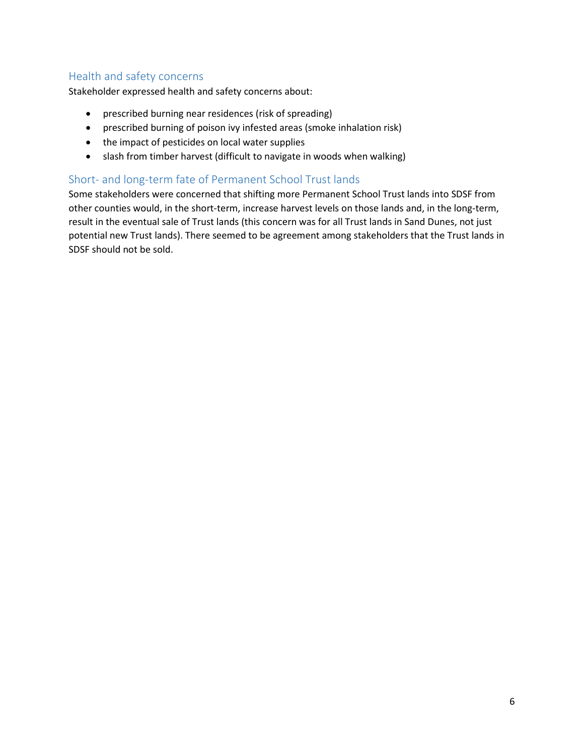## Health and safety concerns

Stakeholder expressed health and safety concerns about:

- prescribed burning near residences (risk of spreading)
- prescribed burning of poison ivy infested areas (smoke inhalation risk)
- the impact of pesticides on local water supplies
- slash from timber harvest (difficult to navigate in woods when walking)

## Short- and long-term fate of Permanent School Trust lands

Some stakeholders were concerned that shifting more Permanent School Trust lands into SDSF from other counties would, in the short-term, increase harvest levels on those lands and, in the long-term, result in the eventual sale of Trust lands (this concern was for all Trust lands in Sand Dunes, not just potential new Trust lands). There seemed to be agreement among stakeholders that the Trust lands in SDSF should not be sold.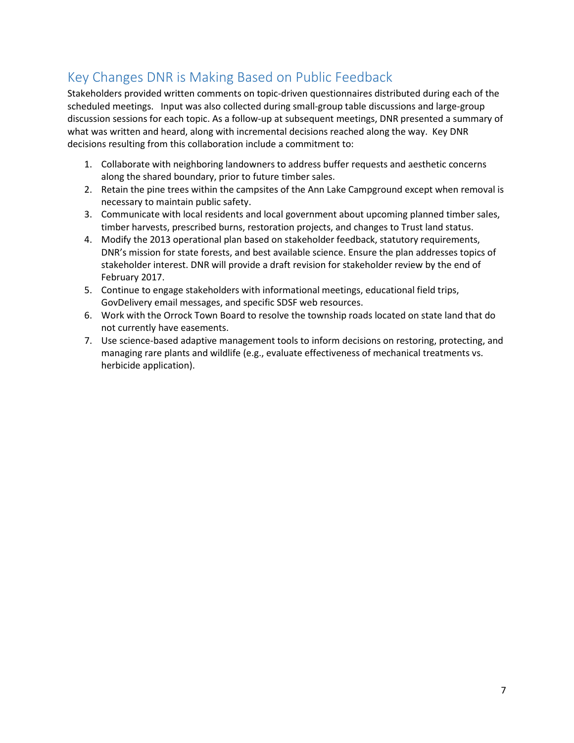## Key Changes DNR is Making Based on Public Feedback

Stakeholders provided written comments on topic-driven questionnaires distributed during each of the scheduled meetings. Input was also collected during small-group table discussions and large-group discussion sessions for each topic. As a follow-up at subsequent meetings, DNR presented a summary of what was written and heard, along with incremental decisions reached along the way. Key DNR decisions resulting from this collaboration include a commitment to:

1. Collaborate with neighboring landowners to address buffer requests and aesthetic concerns along the shared boundary, prior to future timber sales.
2. Retain the pine trees within the campsites of the Ann Lake Campground except when removal is necessary to maintain public safety.
3. Communicate with local residents and local government about upcoming planned timber sales, timber harvests, prescribed burns, restoration projects, and changes to Trust land status.
4. Modify the 2013 operational plan based on stakeholder feedback, statutory requirements, DNR's mission for state forests, and best available science. Ensure the plan addresses topics of stakeholder interest. DNR will provide a draft revision for stakeholder review by the end of February 2017.
5. Continue to engage stakeholders with informational meetings, educational field trips, GovDelivery email messages, and specific SDSF web resources.
6. Work with the Orrock Town Board to resolve the township roads located on state land that do not currently have easements.
7. Use science-based adaptive management tools to inform decisions on restoring, protecting, and managing rare plants and wildlife (e.g., evaluate effectiveness of mechanical treatments vs. herbicide application).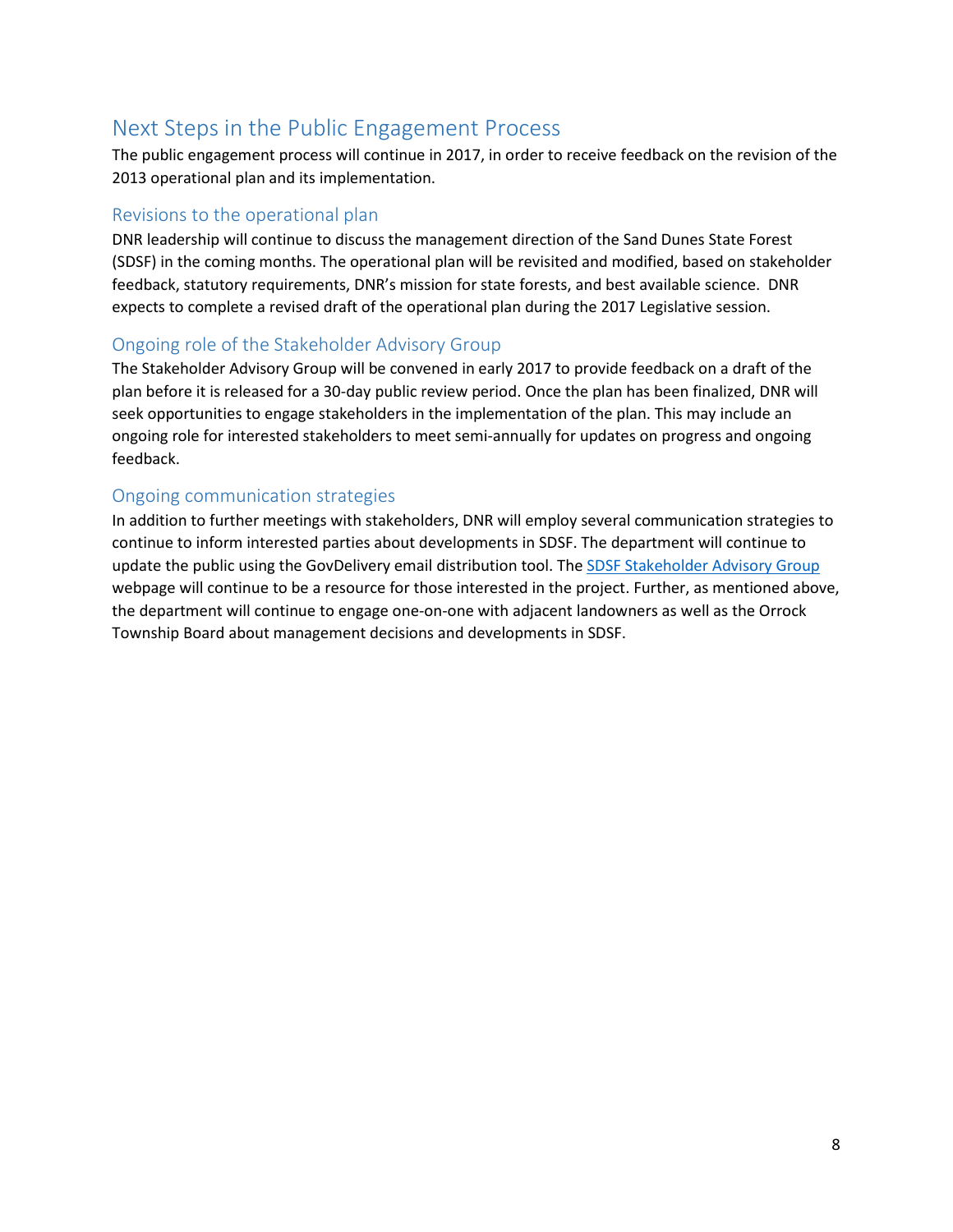## Next Steps in the Public Engagement Process

The public engagement process will continue in 2017, in order to receive feedback on the revision of the 2013 operational plan and its implementation.

### Revisions to the operational plan

DNR leadership will continue to discuss the management direction of the Sand Dunes State Forest (SDSF) in the coming months. The operational plan will be revisited and modified, based on stakeholder feedback, statutory requirements, DNR's mission for state forests, and best available science. DNR expects to complete a revised draft of the operational plan during the 2017 Legislative session.

### Ongoing role of the Stakeholder Advisory Group

The Stakeholder Advisory Group will be convened in early 2017 to provide feedback on a draft of the plan before it is released for a 30-day public review period. Once the plan has been finalized, DNR will seek opportunities to engage stakeholders in the implementation of the plan. This may include an ongoing role for interested stakeholders to meet semi-annually for updates on progress and ongoing feedback.

### Ongoing communication strategies

In addition to further meetings with stakeholders, DNR will employ several communication strategies to continue to inform interested parties about developments in SDSF. The department will continue to update the public using the GovDelivery email distribution tool. The SDSF Stakeholder Advisory Group webpage will continue to be a resource for those interested in the project. Further, as mentioned above, the department will continue to engage one-on-one with adjacent landowners as well as the Orrock Township Board about management decisions and developments in SDSF.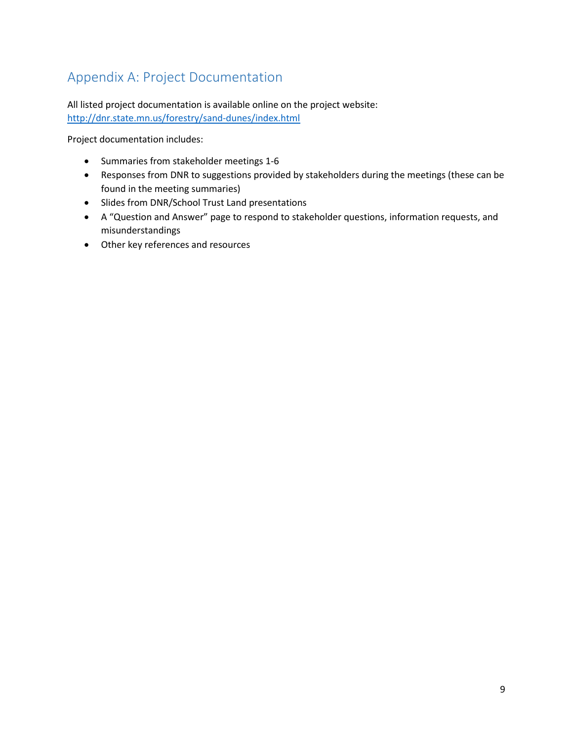## Appendix A: Project Documentation

All listed project documentation is available online on the project website: [http://dnr.state.mn.us/forestry/sand-dunes/index.html](http://dnr.state.mn.us/forestry/sand-dunes/index.html)

Project documentation includes:

- Summaries from stakeholder meetings 1-6
- Responses from DNR to suggestions provided by stakeholders during the meetings (these can be found in the meeting summaries)
- Slides from DNR/School Trust Land presentations
- A "Question and Answer" page to respond to stakeholder questions, information requests, and misunderstandings
- Other key references and resources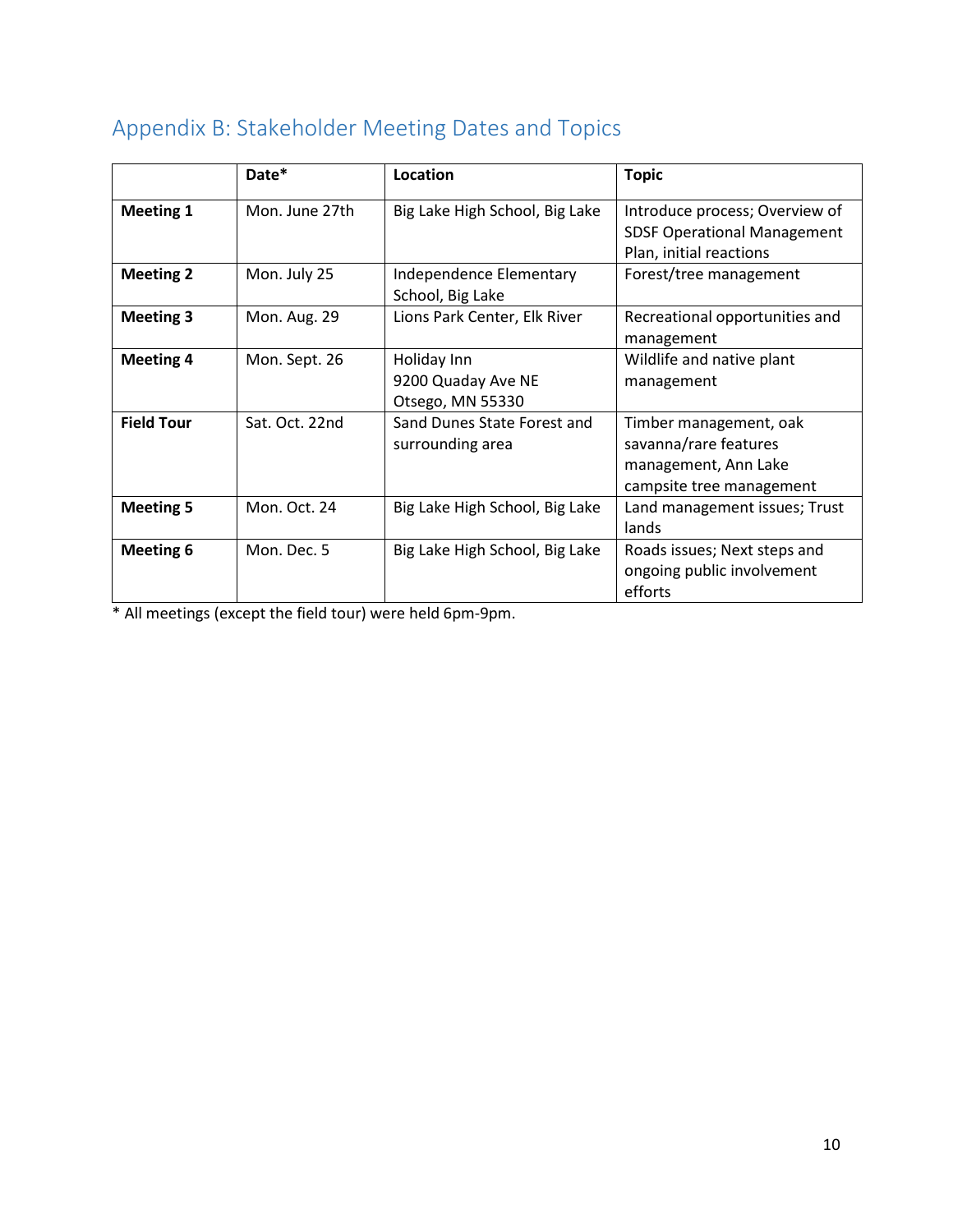## Appendix B: Stakeholder Meeting Dates and Topics

| | Date* | Location | Topic |
|---|---|---|---|
| **Meeting 1** | Mon. June 27th | Big Lake High School, Big Lake | Introduce process; Overview of SDSF Operational Management Plan, initial reactions |
| **Meeting 2** | Mon. July 25 | Independence Elementary School, Big Lake | Forest/tree management |
| **Meeting 3** | Mon. Aug. 29 | Lions Park Center, Elk River | Recreational opportunities and management |
| **Meeting 4** | Mon. Sept. 26 | Holiday Inn<br>9200 Quaday Ave NE<br>Otsego, MN 55330 | Wildlife and native plant management |
| **Field Tour** | Sat. Oct. 22nd | Sand Dunes State Forest and surrounding area | Timber management, oak savanna/rare features management, Ann Lake campsite tree management |
| **Meeting 5** | Mon. Oct. 24 | Big Lake High School, Big Lake | Land management issues; Trust lands |
| **Meeting 6** | Mon. Dec. 5 | Big Lake High School, Big Lake | Roads issues; Next steps and ongoing public involvement efforts |

* All meetings (except the field tour) were held 6pm-9pm.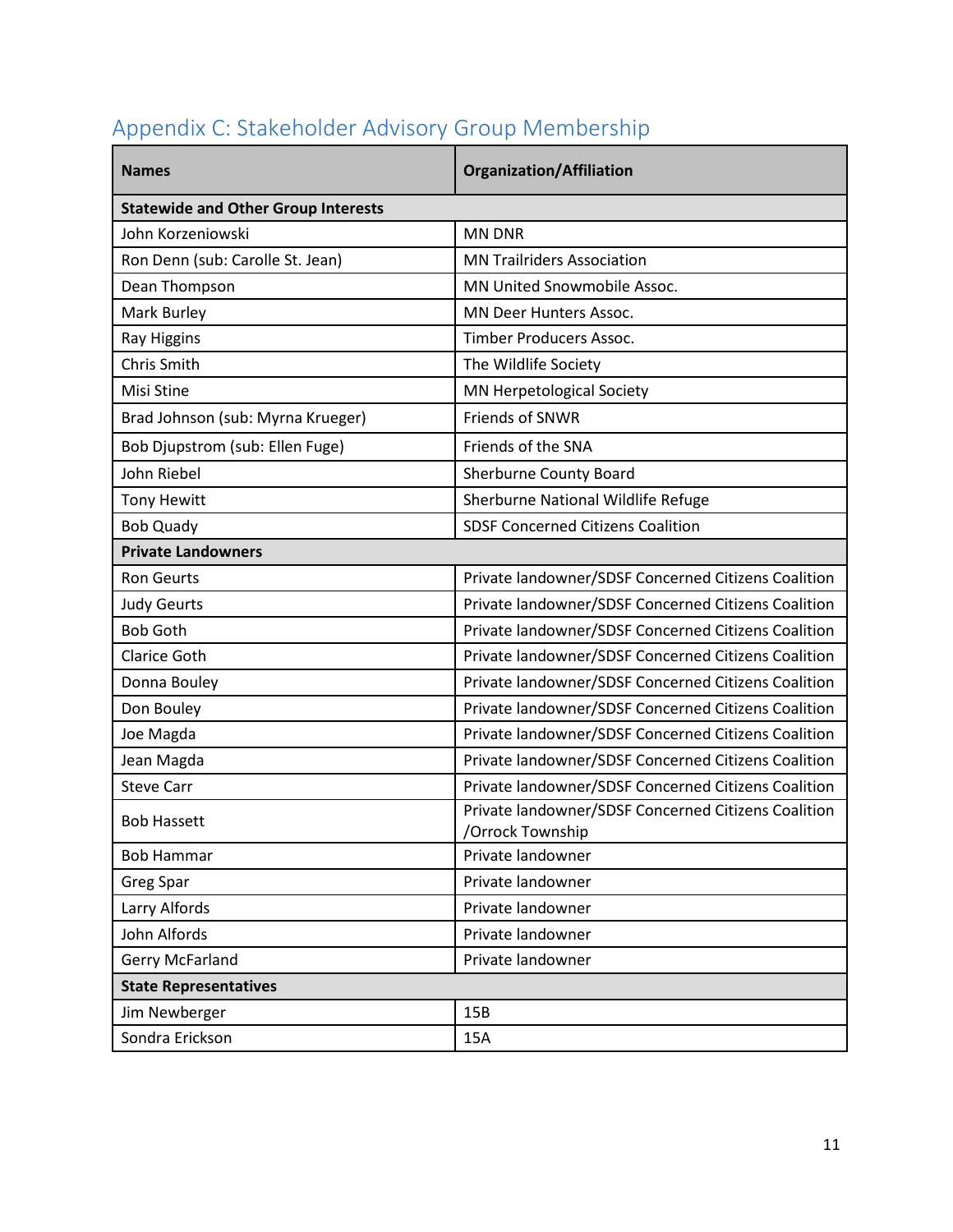## Appendix C: Stakeholder Advisory Group Membership

| Names | Organization/Affiliation |
|---|---|
| **Statewide and Other Group Interests** | |
| John Korzeniowski | MN DNR |
| Ron Denn (sub: Carolle St. Jean) | MN Trailriders Association |
| Dean Thompson | MN United Snowmobile Assoc. |
| Mark Burley | MN Deer Hunters Assoc. |
| Ray Higgins | Timber Producers Assoc. |
| Chris Smith | The Wildlife Society |
| Misi Stine | MN Herpetological Society |
| Brad Johnson (sub: Myrna Krueger) | Friends of SNWR |
| Bob Djupstrom (sub: Ellen Fuge) | Friends of the SNA |
| John Riebel | Sherburne County Board |
| Tony Hewitt | Sherburne National Wildlife Refuge |
| Bob Quady | SDSF Concerned Citizens Coalition |
| **Private Landowners** | |
| Ron Geurts | Private landowner/SDSF Concerned Citizens Coalition |
| Judy Geurts | Private landowner/SDSF Concerned Citizens Coalition |
| Bob Goth | Private landowner/SDSF Concerned Citizens Coalition |
| Clarice Goth | Private landowner/SDSF Concerned Citizens Coalition |
| Donna Bouley | Private landowner/SDSF Concerned Citizens Coalition |
| Don Bouley | Private landowner/SDSF Concerned Citizens Coalition |
| Joe Magda | Private landowner/SDSF Concerned Citizens Coalition |
| Jean Magda | Private landowner/SDSF Concerned Citizens Coalition |
| Steve Carr | Private landowner/SDSF Concerned Citizens Coalition |
| Bob Hassett | Private landowner/SDSF Concerned Citizens Coalition /Orrock Township |
| Bob Hammar | Private landowner |
| Greg Spar | Private landowner |
| Larry Alfords | Private landowner |
| John Alfords | Private landowner |
| Gerry McFarland | Private landowner |
| **State Representatives** | |
| Jim Newberger | 15B |
| Sondra Erickson | 15A |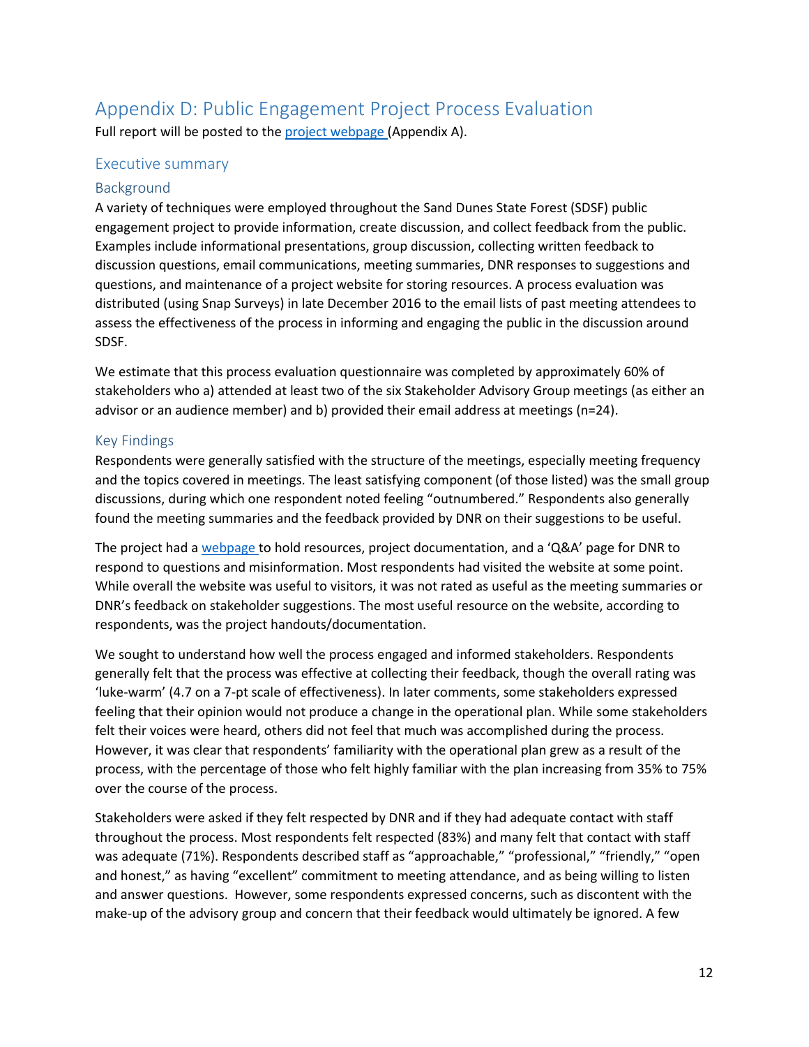# Appendix D: Public Engagement Project Process Evaluation

Full report will be posted to the project webpage (Appendix A).

## Executive summary

### Background

A variety of techniques were employed throughout the Sand Dunes State Forest (SDSF) public engagement project to provide information, create discussion, and collect feedback from the public. Examples include informational presentations, group discussion, collecting written feedback to discussion questions, email communications, meeting summaries, DNR responses to suggestions and questions, and maintenance of a project website for storing resources. A process evaluation was distributed (using Snap Surveys) in late December 2016 to the email lists of past meeting attendees to assess the effectiveness of the process in informing and engaging the public in the discussion around SDSF.

We estimate that this process evaluation questionnaire was completed by approximately 60% of stakeholders who a) attended at least two of the six Stakeholder Advisory Group meetings (as either an advisor or an audience member) and b) provided their email address at meetings (n=24).

### Key Findings

Respondents were generally satisfied with the structure of the meetings, especially meeting frequency and the topics covered in meetings. The least satisfying component (of those listed) was the small group discussions, during which one respondent noted feeling "outnumbered." Respondents also generally found the meeting summaries and the feedback provided by DNR on their suggestions to be useful.

The project had a webpage to hold resources, project documentation, and a 'Q&A' page for DNR to respond to questions and misinformation. Most respondents had visited the website at some point. While overall the website was useful to visitors, it was not rated as useful as the meeting summaries or DNR's feedback on stakeholder suggestions. The most useful resource on the website, according to respondents, was the project handouts/documentation.

We sought to understand how well the process engaged and informed stakeholders. Respondents generally felt that the process was effective at collecting their feedback, though the overall rating was 'luke-warm' (4.7 on a 7-pt scale of effectiveness). In later comments, some stakeholders expressed feeling that their opinion would not produce a change in the operational plan. While some stakeholders felt their voices were heard, others did not feel that much was accomplished during the process. However, it was clear that respondents' familiarity with the operational plan grew as a result of the process, with the percentage of those who felt highly familiar with the plan increasing from 35% to 75% over the course of the process.

Stakeholders were asked if they felt respected by DNR and if they had adequate contact with staff throughout the process. Most respondents felt respected (83%) and many felt that contact with staff was adequate (71%). Respondents described staff as "approachable," "professional," "friendly," "open and honest," as having "excellent" commitment to meeting attendance, and as being willing to listen and answer questions. However, some respondents expressed concerns, such as discontent with the make-up of the advisory group and concern that their feedback would ultimately be ignored. A few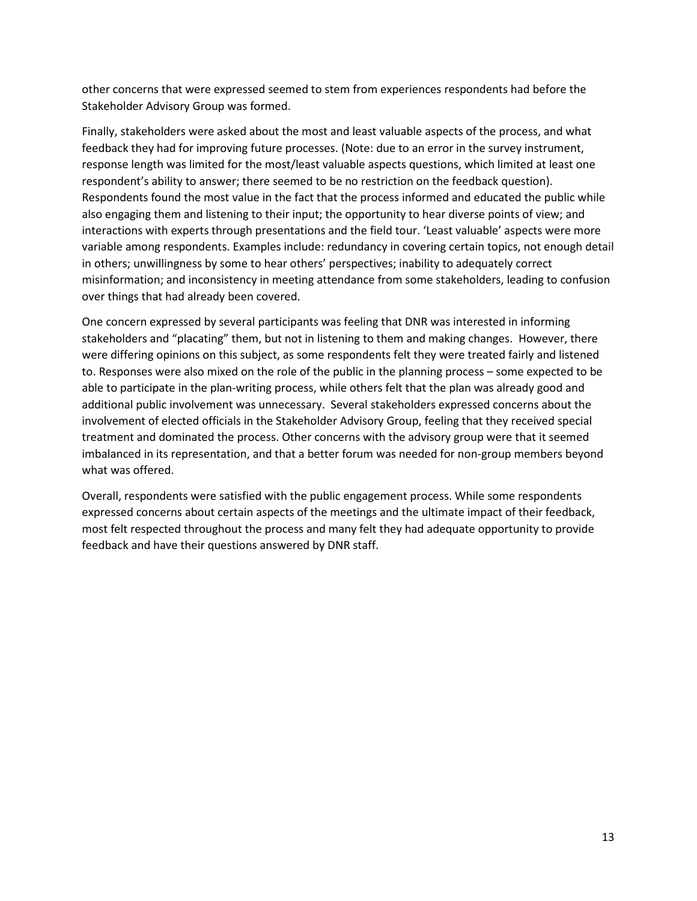other concerns that were expressed seemed to stem from experiences respondents had before the Stakeholder Advisory Group was formed.

Finally, stakeholders were asked about the most and least valuable aspects of the process, and what feedback they had for improving future processes. (Note: due to an error in the survey instrument, response length was limited for the most/least valuable aspects questions, which limited at least one respondent's ability to answer; there seemed to be no restriction on the feedback question). Respondents found the most value in the fact that the process informed and educated the public while also engaging them and listening to their input; the opportunity to hear diverse points of view; and interactions with experts through presentations and the field tour. 'Least valuable' aspects were more variable among respondents. Examples include: redundancy in covering certain topics, not enough detail in others; unwillingness by some to hear others' perspectives; inability to adequately correct misinformation; and inconsistency in meeting attendance from some stakeholders, leading to confusion over things that had already been covered.

One concern expressed by several participants was feeling that DNR was interested in informing stakeholders and "placating" them, but not in listening to them and making changes. However, there were differing opinions on this subject, as some respondents felt they were treated fairly and listened to. Responses were also mixed on the role of the public in the planning process – some expected to be able to participate in the plan-writing process, while others felt that the plan was already good and additional public involvement was unnecessary. Several stakeholders expressed concerns about the involvement of elected officials in the Stakeholder Advisory Group, feeling that they received special treatment and dominated the process. Other concerns with the advisory group were that it seemed imbalanced in its representation, and that a better forum was needed for non-group members beyond what was offered.

Overall, respondents were satisfied with the public engagement process. While some respondents expressed concerns about certain aspects of the meetings and the ultimate impact of their feedback, most felt respected throughout the process and many felt they had adequate opportunity to provide feedback and have their questions answered by DNR staff.